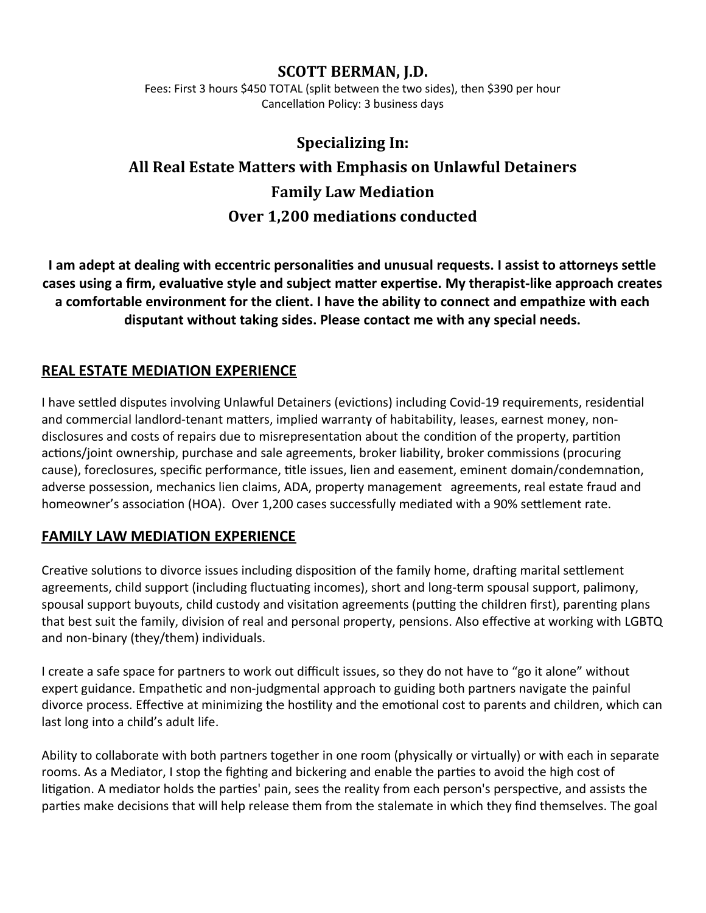# SCOTT BERMAN, J.D.

Fees: First 3 hours $450 TOTAL (split between the two sides), then $390 per hour
Cancellation Policy: 3 business days

## Specializing In:
## All Real Estate Matters with Emphasis on Unlawful Detainers
## Family Law Mediation
## Over 1,200 mediations conducted

**I am adept at dealing with eccentric personalities and unusual requests. I assist to attorneys settle cases using a firm, evaluative style and subject matter expertise. My therapist-like approach creates a comfortable environment for the client. I have the ability to connect and empathize with each disputant without taking sides. Please contact me with any special needs.**

### REAL ESTATE MEDIATION EXPERIENCE

I have settled disputes involving Unlawful Detainers (evictions) including Covid-19 requirements, residential and commercial landlord-tenant matters, implied warranty of habitability, leases, earnest money, non-disclosures and costs of repairs due to misrepresentation about the condition of the property, partition actions/joint ownership, purchase and sale agreements, broker liability, broker commissions (procuring cause), foreclosures, specific performance, title issues, lien and easement, eminent domain/condemnation, adverse possession, mechanics lien claims, ADA, property management agreements, real estate fraud and homeowner's association (HOA). Over 1,200 cases successfully mediated with a 90% settlement rate.

### FAMILY LAW MEDIATION EXPERIENCE

Creative solutions to divorce issues including disposition of the family home, drafting marital settlement agreements, child support (including fluctuating incomes), short and long-term spousal support, palimony, spousal support buyouts, child custody and visitation agreements (putting the children first), parenting plans that best suit the family, division of real and personal property, pensions. Also effective at working with LGBTQ and non-binary (they/them) individuals.

I create a safe space for partners to work out difficult issues, so they do not have to "go it alone" without expert guidance. Empathetic and non-judgmental approach to guiding both partners navigate the painful divorce process. Effective at minimizing the hostility and the emotional cost to parents and children, which can last long into a child's adult life.

Ability to collaborate with both partners together in one room (physically or virtually) or with each in separate rooms. As a Mediator, I stop the fighting and bickering and enable the parties to avoid the high cost of litigation. A mediator holds the parties' pain, sees the reality from each person's perspective, and assists the parties make decisions that will help release them from the stalemate in which they find themselves. The goal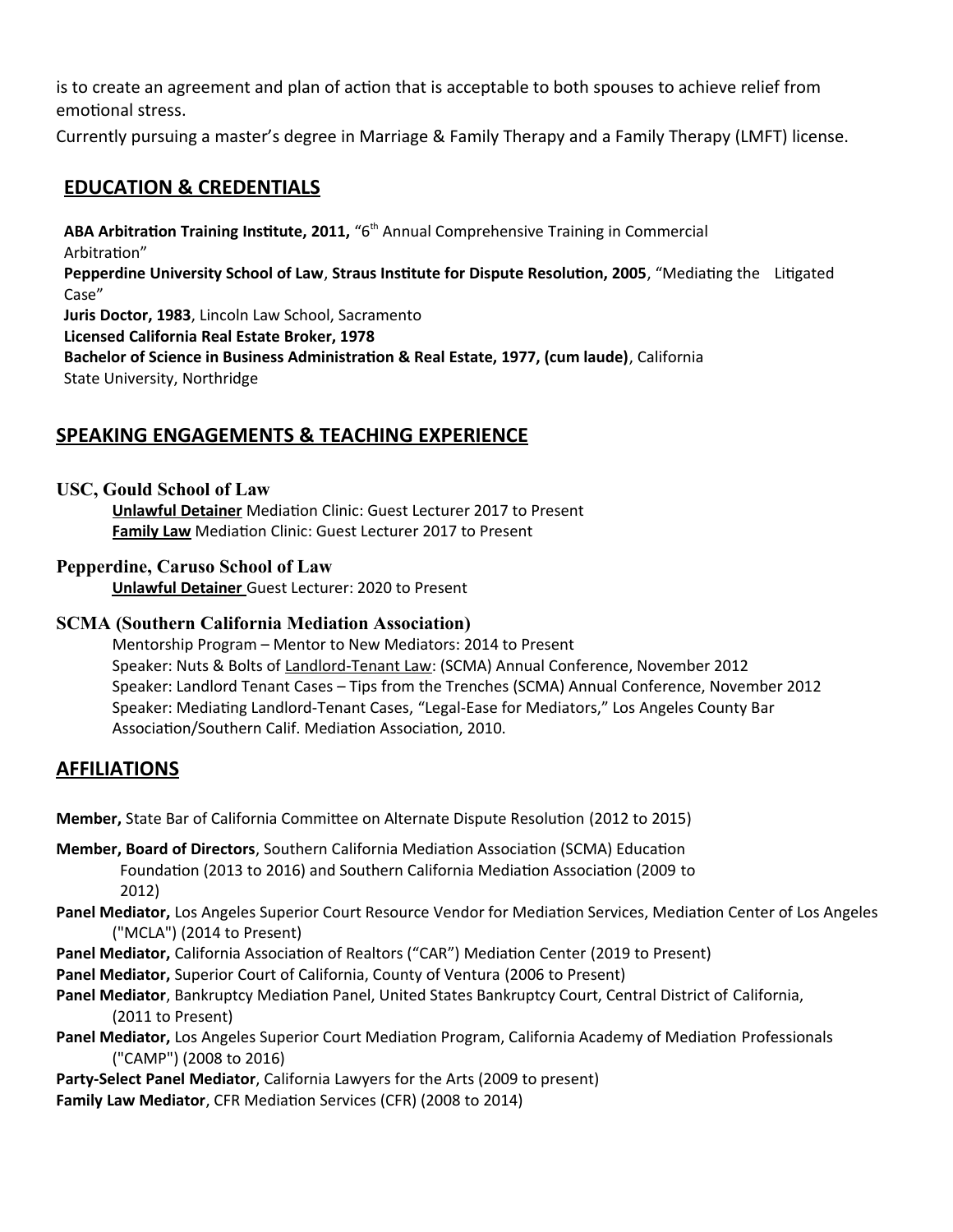is to create an agreement and plan of action that is acceptable to both spouses to achieve relief from emotional stress.

Currently pursuing a master's degree in Marriage & Family Therapy and a Family Therapy (LMFT) license.

## EDUCATION & CREDENTIALS

**ABA Arbitration Training Institute, 2011,** "6th Annual Comprehensive Training in Commercial Arbitration"

**Pepperdine University School of Law**, **Straus Institute for Dispute Resolution, 2005**, "Mediating the Litigated Case"

**Juris Doctor, 1983**, Lincoln Law School, Sacramento

**Licensed California Real Estate Broker, 1978**

**Bachelor of Science in Business Administration & Real Estate, 1977, (cum laude)**, California State University, Northridge

## SPEAKING ENGAGEMENTS & TEACHING EXPERIENCE

### USC, Gould School of Law

**Unlawful Detainer** Mediation Clinic: Guest Lecturer 2017 to Present

**Family Law** Mediation Clinic: Guest Lecturer 2017 to Present

### Pepperdine, Caruso School of Law

**Unlawful Detainer** Guest Lecturer: 2020 to Present

### SCMA (Southern California Mediation Association)

Mentorship Program – Mentor to New Mediators: 2014 to Present

Speaker: Nuts & Bolts of Landlord-Tenant Law: (SCMA) Annual Conference, November 2012

Speaker: Landlord Tenant Cases – Tips from the Trenches (SCMA) Annual Conference, November 2012

Speaker: Mediating Landlord-Tenant Cases, "Legal-Ease for Mediators," Los Angeles County Bar Association/Southern Calif. Mediation Association, 2010.

## AFFILIATIONS

**Member,** State Bar of California Committee on Alternate Dispute Resolution (2012 to 2015)

**Member, Board of Directors**, Southern California Mediation Association (SCMA) Education Foundation (2013 to 2016) and Southern California Mediation Association (2009 to 2012)

**Panel Mediator,** Los Angeles Superior Court Resource Vendor for Mediation Services, Mediation Center of Los Angeles ("MCLA") (2014 to Present)

**Panel Mediator,** California Association of Realtors ("CAR") Mediation Center (2019 to Present)

**Panel Mediator,** Superior Court of California, County of Ventura (2006 to Present)

**Panel Mediator**, Bankruptcy Mediation Panel, United States Bankruptcy Court, Central District of California, (2011 to Present)

**Panel Mediator,** Los Angeles Superior Court Mediation Program, California Academy of Mediation Professionals ("CAMP") (2008 to 2016)

**Party-Select Panel Mediator**, California Lawyers for the Arts (2009 to present)

**Family Law Mediator**, CFR Mediation Services (CFR) (2008 to 2014)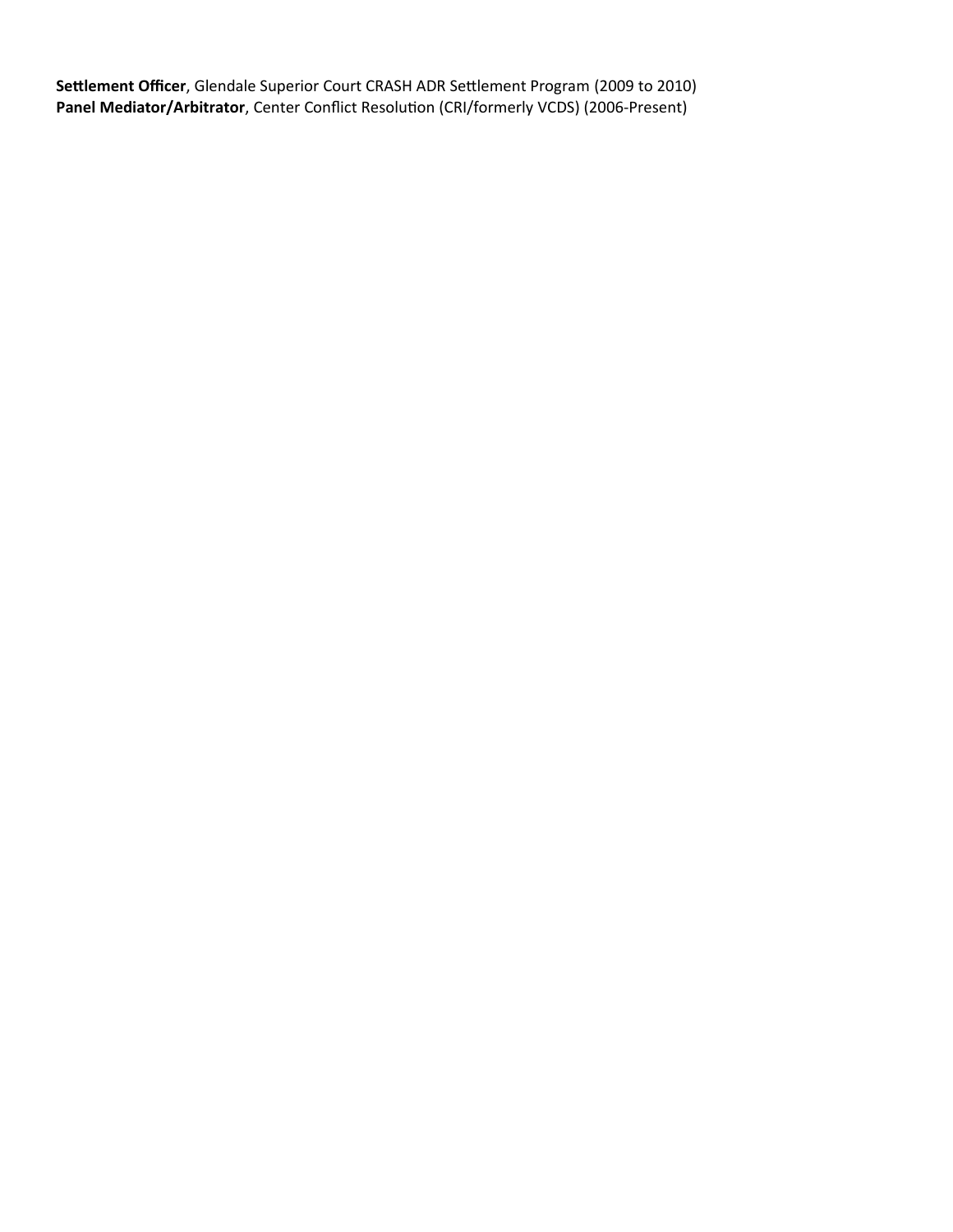**Settlement Officer**, Glendale Superior Court CRASH ADR Settlement Program (2009 to 2010)
**Panel Mediator/Arbitrator**, Center Conflict Resolution (CRI/formerly VCDS) (2006-Present)